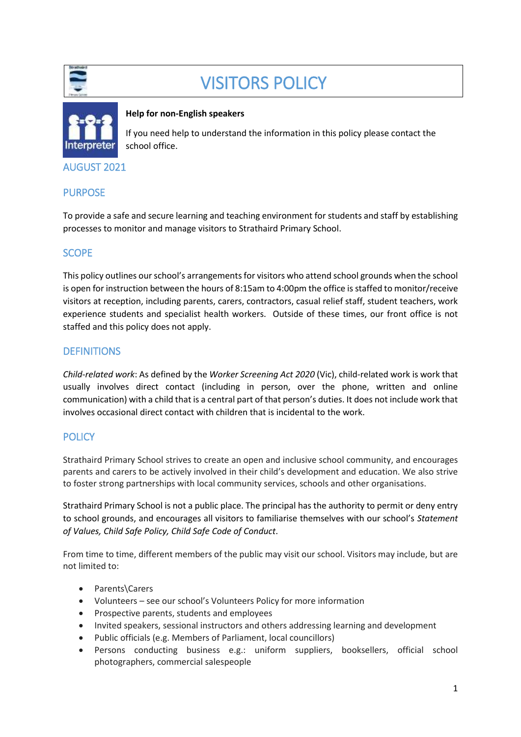# VISITORS POLICY

**Help for non-English speakers**

If you need help to understand the information in this policy please contact the school office.

## AUGUST 2021

## PURPOSE

To provide a safe and secure learning and teaching environment for students and staff by establishing processes to monitor and manage visitors to Strathaird Primary School.

## SCOPE

This policy outlines our school's arrangements for visitors who attend school grounds when the school is open for instruction between the hours of 8:15am to 4:00pm the office is staffed to monitor/receive visitors at reception, including parents, carers, contractors, casual relief staff, student teachers, work experience students and specialist health workers. Outside of these times, our front office is not staffed and this policy does not apply.

## DEFINITIONS

*Child-related work*: As defined by the *Worker Screening Act 2020* (Vic), child-related work is work that usually involves direct contact (including in person, over the phone, written and online communication) with a child that is a central part of that person's duties. It does not include work that involves occasional direct contact with children that is incidental to the work.

## POLICY

Strathaird Primary School strives to create an open and inclusive school community, and encourages parents and carers to be actively involved in their child's development and education. We also strive to foster strong partnerships with local community services, schools and other organisations.

Strathaird Primary School is not a public place. The principal has the authority to permit or deny entry to school grounds, and encourages all visitors to familiarise themselves with our school's *Statement of Values, Child Safe Policy, Child Safe Code of Conduct*.

From time to time, different members of the public may visit our school. Visitors may include, but are not limited to:

- Parents\Carers
- Volunteers – see our school's Volunteers Policy for more information
- Prospective parents, students and employees
- Invited speakers, sessional instructors and others addressing learning and development
- Public officials (e.g. Members of Parliament, local councillors)
- Persons conducting business e.g.: uniform suppliers, booksellers, official school photographers, commercial salespeople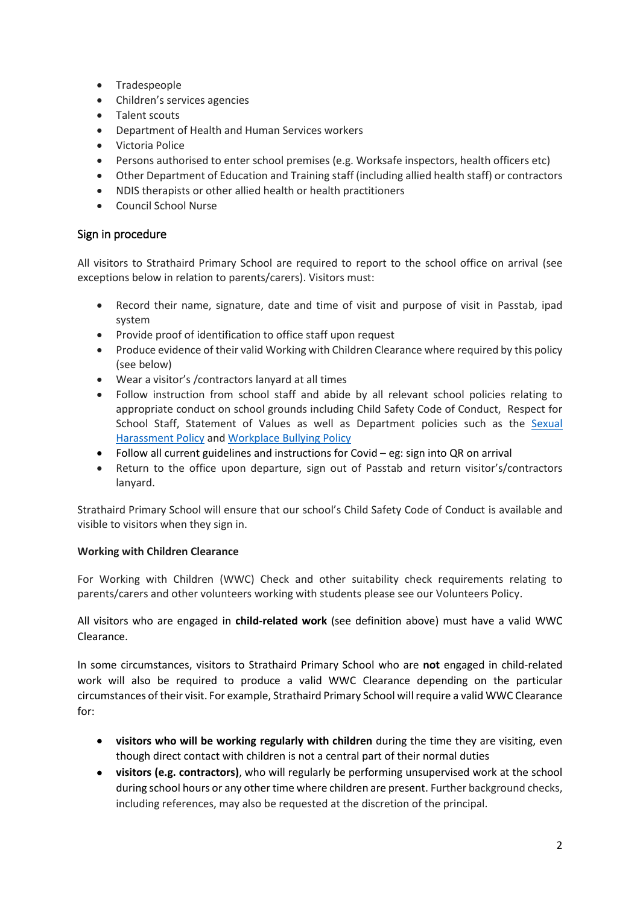- Tradespeople
- Children's services agencies
- Talent scouts
- Department of Health and Human Services workers
- Victoria Police
- Persons authorised to enter school premises (e.g. Worksafe inspectors, health officers etc)
- Other Department of Education and Training staff (including allied health staff) or contractors
- NDIS therapists or other allied health or health practitioners
- Council School Nurse

## Sign in procedure

All visitors to Strathaird Primary School are required to report to the school office on arrival (see exceptions below in relation to parents/carers). Visitors must:

- Record their name, signature, date and time of visit and purpose of visit in Passtab, ipad system
- Provide proof of identification to office staff upon request
- Produce evidence of their valid Working with Children Clearance where required by this policy (see below)
- Wear a visitor's /contractors lanyard at all times
- Follow instruction from school staff and abide by all relevant school policies relating to appropriate conduct on school grounds including Child Safety Code of Conduct, Respect for School Staff, Statement of Values as well as Department policies such as the Sexual Harassment Policy and Workplace Bullying Policy
- Follow all current guidelines and instructions for Covid – eg: sign into QR on arrival
- Return to the office upon departure, sign out of Passtab and return visitor's/contractors lanyard.

Strathaird Primary School will ensure that our school's Child Safety Code of Conduct is available and visible to visitors when they sign in.

**Working with Children Clearance**

For Working with Children (WWC) Check and other suitability check requirements relating to parents/carers and other volunteers working with students please see our Volunteers Policy.

All visitors who are engaged in **child-related work** (see definition above) must have a valid WWC Clearance.

In some circumstances, visitors to Strathaird Primary School who are **not** engaged in child-related work will also be required to produce a valid WWC Clearance depending on the particular circumstances of their visit. For example, Strathaird Primary School will require a valid WWC Clearance for:

- **visitors who will be working regularly with children** during the time they are visiting, even though direct contact with children is not a central part of their normal duties
- **visitors (e.g. contractors)**, who will regularly be performing unsupervised work at the school during school hours or any other time where children are present. Further background checks, including references, may also be requested at the discretion of the principal.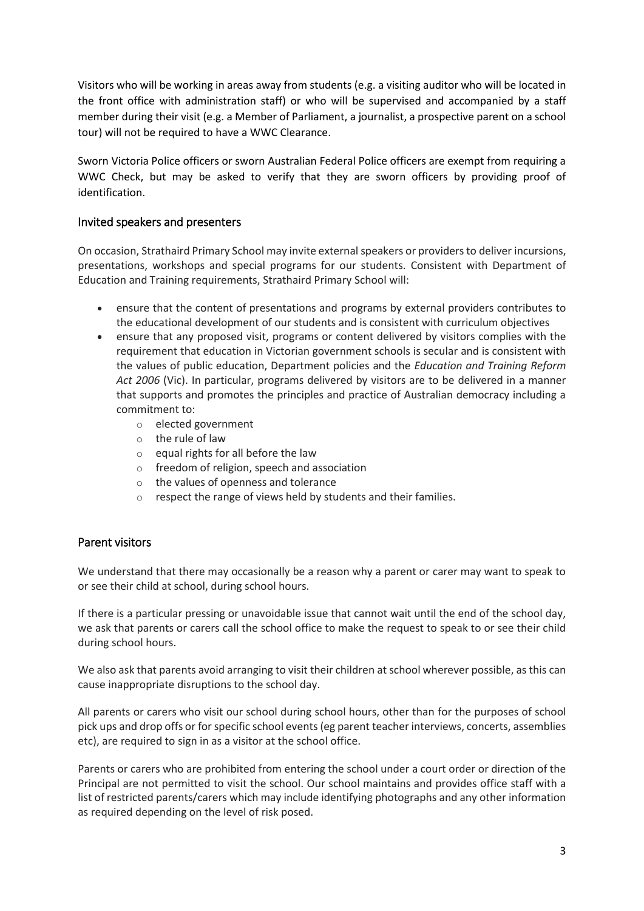Visitors who will be working in areas away from students (e.g. a visiting auditor who will be located in the front office with administration staff) or who will be supervised and accompanied by a staff member during their visit (e.g. a Member of Parliament, a journalist, a prospective parent on a school tour) will not be required to have a WWC Clearance.

Sworn Victoria Police officers or sworn Australian Federal Police officers are exempt from requiring a WWC Check, but may be asked to verify that they are sworn officers by providing proof of identification.

## Invited speakers and presenters

On occasion, Strathaird Primary School may invite external speakers or providers to deliver incursions, presentations, workshops and special programs for our students. Consistent with Department of Education and Training requirements, Strathaird Primary School will:

- ensure that the content of presentations and programs by external providers contributes to the educational development of our students and is consistent with curriculum objectives
- ensure that any proposed visit, programs or content delivered by visitors complies with the requirement that education in Victorian government schools is secular and is consistent with the values of public education, Department policies and the *Education and Training Reform Act 2006* (Vic). In particular, programs delivered by visitors are to be delivered in a manner that supports and promotes the principles and practice of Australian democracy including a commitment to:
  - elected government
  - the rule of law
  - equal rights for all before the law
  - freedom of religion, speech and association
  - the values of openness and tolerance
  - respect the range of views held by students and their families.

## Parent visitors

We understand that there may occasionally be a reason why a parent or carer may want to speak to or see their child at school, during school hours.

If there is a particular pressing or unavoidable issue that cannot wait until the end of the school day, we ask that parents or carers call the school office to make the request to speak to or see their child during school hours.

We also ask that parents avoid arranging to visit their children at school wherever possible, as this can cause inappropriate disruptions to the school day.

All parents or carers who visit our school during school hours, other than for the purposes of school pick ups and drop offs or for specific school events (eg parent teacher interviews, concerts, assemblies etc), are required to sign in as a visitor at the school office.

Parents or carers who are prohibited from entering the school under a court order or direction of the Principal are not permitted to visit the school. Our school maintains and provides office staff with a list of restricted parents/carers which may include identifying photographs and any other information as required depending on the level of risk posed.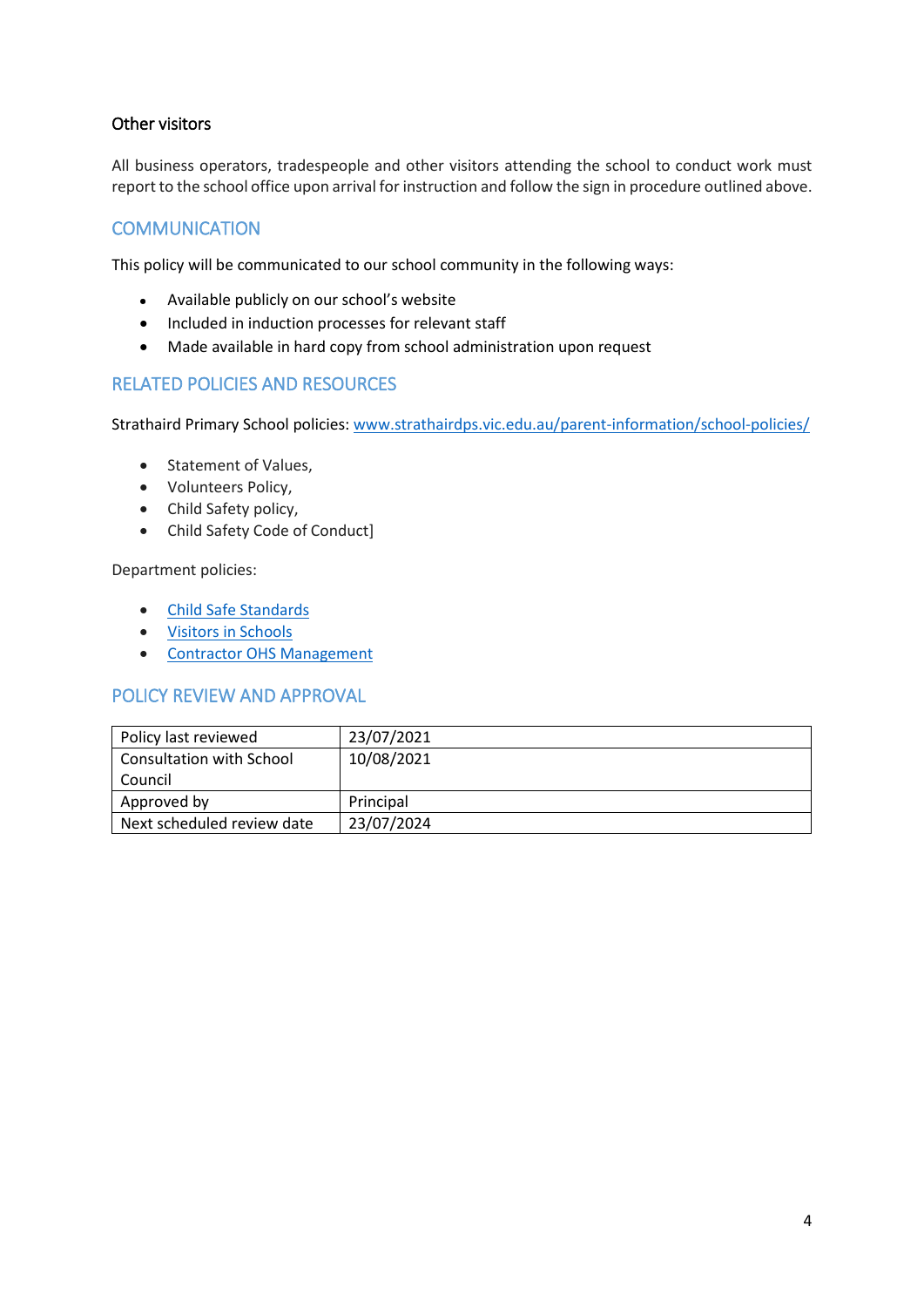### Other visitors

All business operators, tradespeople and other visitors attending the school to conduct work must report to the school office upon arrival for instruction and follow the sign in procedure outlined above.

## COMMUNICATION

This policy will be communicated to our school community in the following ways:

- Available publicly on our school's website
- Included in induction processes for relevant staff
- Made available in hard copy from school administration upon request

## RELATED POLICIES AND RESOURCES

Strathaird Primary School policies: [www.strathairdps.vic.edu.au/parent-information/school-policies/](www.strathairdps.vic.edu.au/parent-information/school-policies/)

- Statement of Values,
- Volunteers Policy,
- Child Safety policy,
- Child Safety Code of Conduct]

Department policies:

- Child Safe Standards
- Visitors in Schools
- Contractor OHS Management

## POLICY REVIEW AND APPROVAL

| | |
|---|---|
| Policy last reviewed | 23/07/2021 |
| Consultation with School Council | 10/08/2021 |
| Approved by | Principal |
| Next scheduled review date | 23/07/2024 |